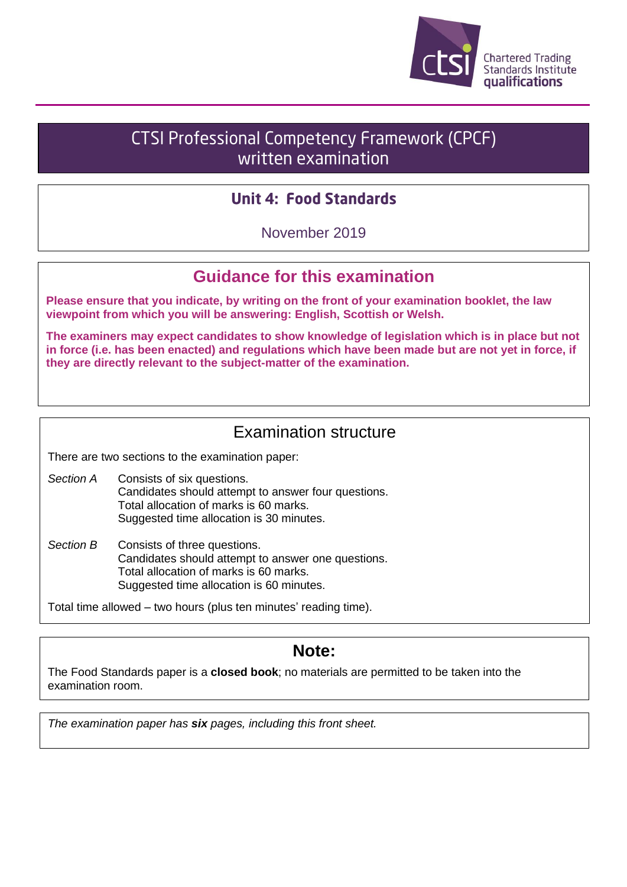Chartered Trading Standards Institute qualifications

# CTSI Professional Competency Framework (CPCF) written examination

## Unit 4: Food Standards

November 2019

## Guidance for this examination

**Please ensure that you indicate, by writing on the front of your examination booklet, the law viewpoint from which you will be answering: English, Scottish or Welsh.**

**The examiners may expect candidates to show knowledge of legislation which is in place but not in force (i.e. has been enacted) and regulations which have been made but are not yet in force, if they are directly relevant to the subject-matter of the examination.**

## Examination structure

There are two sections to the examination paper:

*Section A* Consists of six questions.
Candidates should attempt to answer four questions.
Total allocation of marks is 60 marks.
Suggested time allocation is 30 minutes.

*Section B* Consists of three questions.
Candidates should attempt to answer one questions.
Total allocation of marks is 60 marks.
Suggested time allocation is 60 minutes.

Total time allowed – two hours (plus ten minutes' reading time).

## Note:

The Food Standards paper is a **closed book**; no materials are permitted to be taken into the examination room.

*The examination paper has **six** pages, including this front sheet.*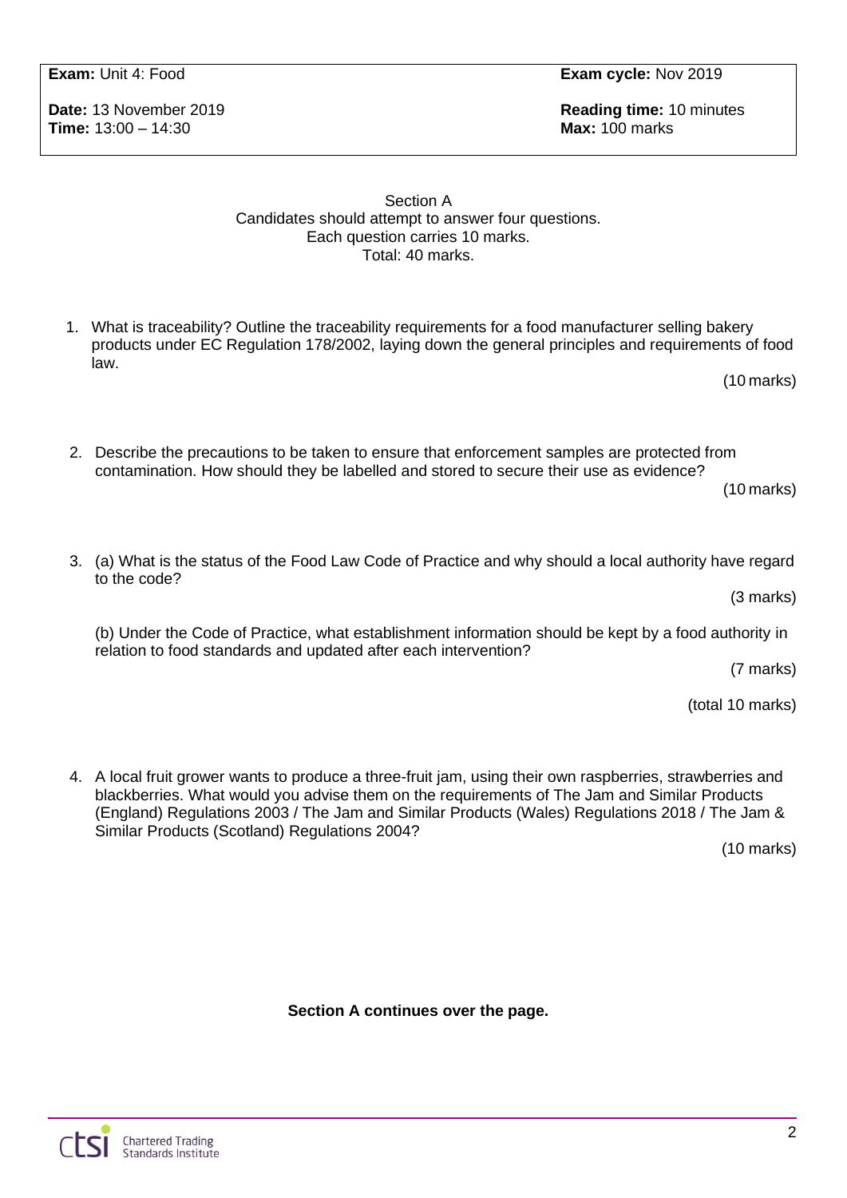| **Exam:** Unit 4: Food | **Exam cycle:** Nov 2019 |
|---|---|
| **Date:** 13 November 2019<br>**Time:** 13:00 – 14:30 | **Reading time:** 10 minutes<br>**Max:** 100 marks |

Section A
Candidates should attempt to answer four questions.
Each question carries 10 marks.
Total: 40 marks.

1. What is traceability? Outline the traceability requirements for a food manufacturer selling bakery products under EC Regulation 178/2002, laying down the general principles and requirements of food law.

   (10 marks)

2. Describe the precautions to be taken to ensure that enforcement samples are protected from contamination. How should they be labelled and stored to secure their use as evidence?

   (10 marks)

3. (a) What is the status of the Food Law Code of Practice and why should a local authority have regard to the code?

   (3 marks)

   (b) Under the Code of Practice, what establishment information should be kept by a food authority in relation to food standards and updated after each intervention?

   (7 marks)

   (total 10 marks)

4. A local fruit grower wants to produce a three-fruit jam, using their own raspberries, strawberries and blackberries. What would you advise them on the requirements of The Jam and Similar Products (England) Regulations 2003 / The Jam and Similar Products (Wales) Regulations 2018 / The Jam & Similar Products (Scotland) Regulations 2004?

   (10 marks)

**Section A continues over the page.**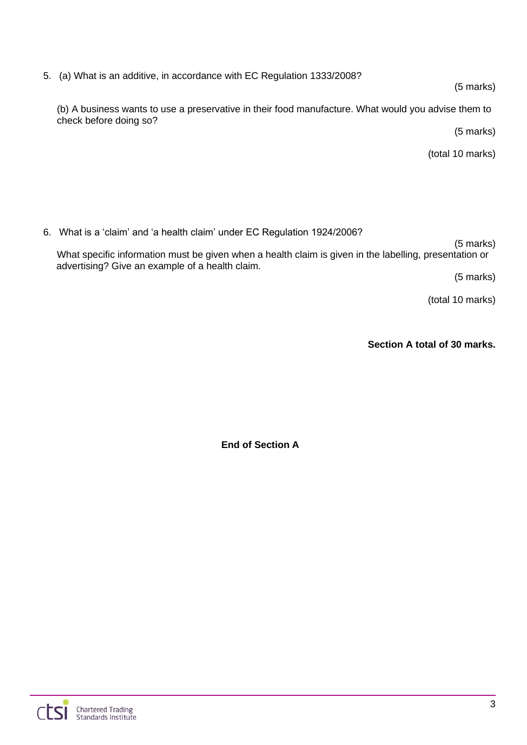5. (a) What is an additive, in accordance with EC Regulation 1333/2008?

(5 marks)

(b) A business wants to use a preservative in their food manufacture. What would you advise them to check before doing so?

(5 marks)

(total 10 marks)

6. What is a 'claim' and 'a health claim' under EC Regulation 1924/2006?

(5 marks)

What specific information must be given when a health claim is given in the labelling, presentation or advertising? Give an example of a health claim.

(5 marks)

(total 10 marks)

**Section A total of 30 marks.**

**End of Section A**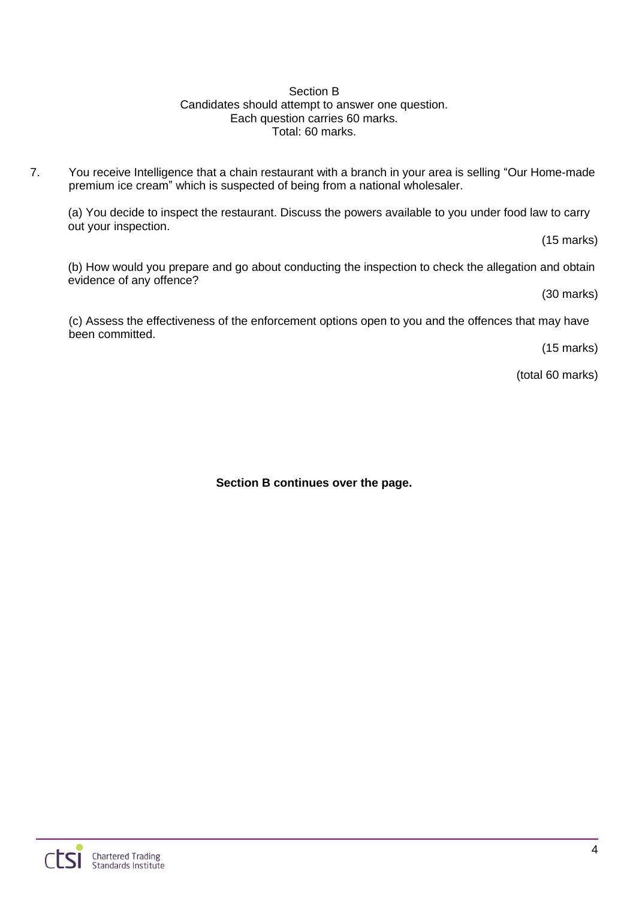Section B
Candidates should attempt to answer one question.
Each question carries 60 marks.
Total: 60 marks.

7. You receive Intelligence that a chain restaurant with a branch in your area is selling "Our Home-made premium ice cream" which is suspected of being from a national wholesaler.

   (a) You decide to inspect the restaurant. Discuss the powers available to you under food law to carry out your inspection.

   (15 marks)

   (b) How would you prepare and go about conducting the inspection to check the allegation and obtain evidence of any offence?

   (30 marks)

   (c) Assess the effectiveness of the enforcement options open to you and the offences that may have been committed.

   (15 marks)

   (total 60 marks)

**Section B continues over the page.**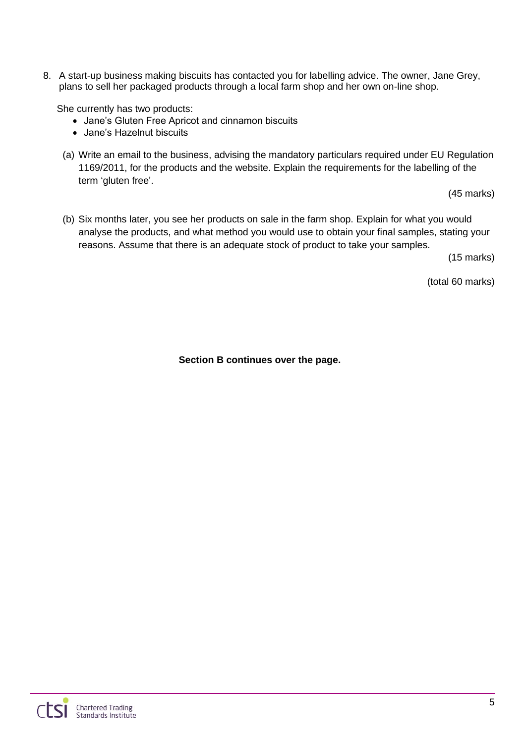8. A start-up business making biscuits has contacted you for labelling advice. The owner, Jane Grey, plans to sell her packaged products through a local farm shop and her own on-line shop.

   She currently has two products:

   - Jane's Gluten Free Apricot and cinnamon biscuits
   - Jane's Hazelnut biscuits

   (a) Write an email to the business, advising the mandatory particulars required under EU Regulation 1169/2011, for the products and the website. Explain the requirements for the labelling of the term 'gluten free'.

   (45 marks)

   (b) Six months later, you see her products on sale in the farm shop. Explain for what you would analyse the products, and what method you would use to obtain your final samples, stating your reasons. Assume that there is an adequate stock of product to take your samples.

   (15 marks)

   (total 60 marks)

**Section B continues over the page.**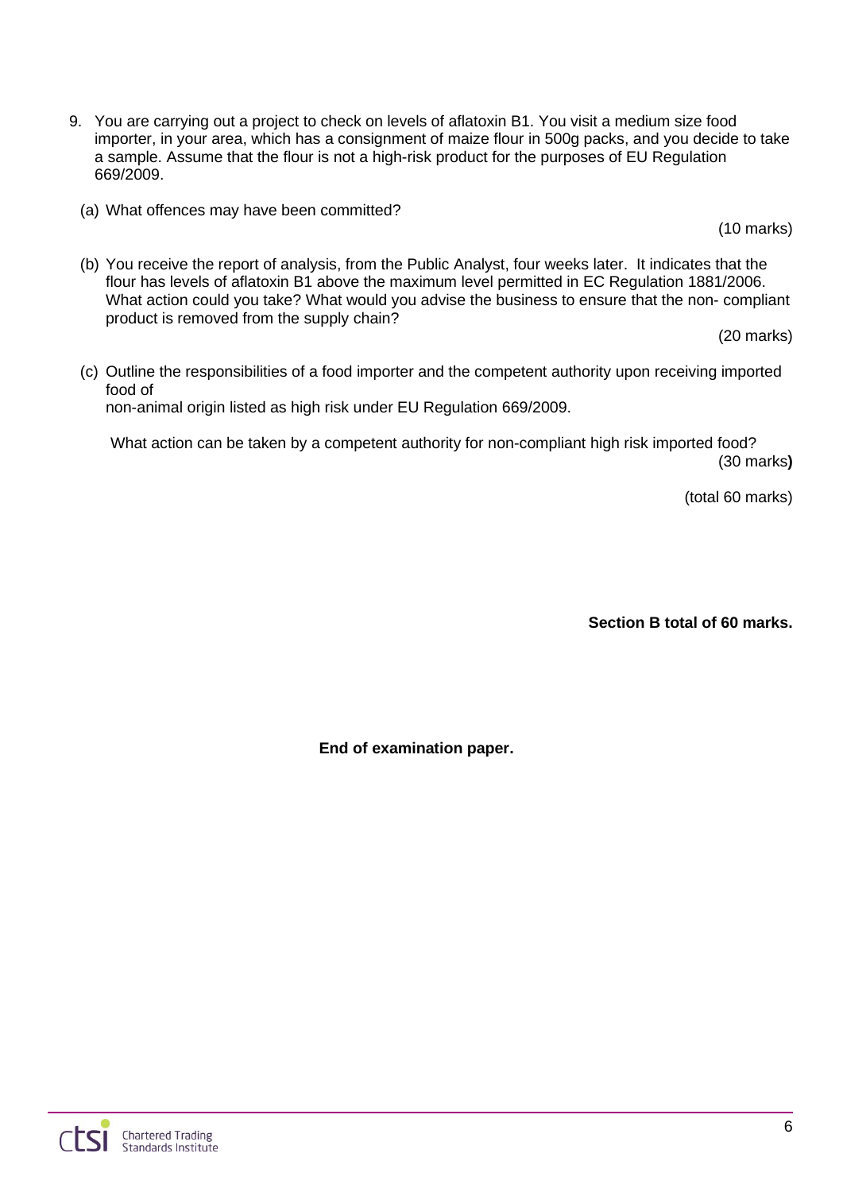9. You are carrying out a project to check on levels of aflatoxin B1. You visit a medium size food importer, in your area, which has a consignment of maize flour in 500g packs, and you decide to take a sample. Assume that the flour is not a high-risk product for the purposes of EU Regulation 669/2009.

   (a) What offences may have been committed?

   (10 marks)

   (b) You receive the report of analysis, from the Public Analyst, four weeks later. It indicates that the flour has levels of aflatoxin B1 above the maximum level permitted in EC Regulation 1881/2006. What action could you take? What would you advise the business to ensure that the non- compliant product is removed from the supply chain?

   (20 marks)

   (c) Outline the responsibilities of a food importer and the competent authority upon receiving imported food of non-animal origin listed as high risk under EU Regulation 669/2009.

   What action can be taken by a competent authority for non-compliant high risk imported food?

   (30 marks)

   (total 60 marks)

**Section B total of 60 marks.**

**End of examination paper.**